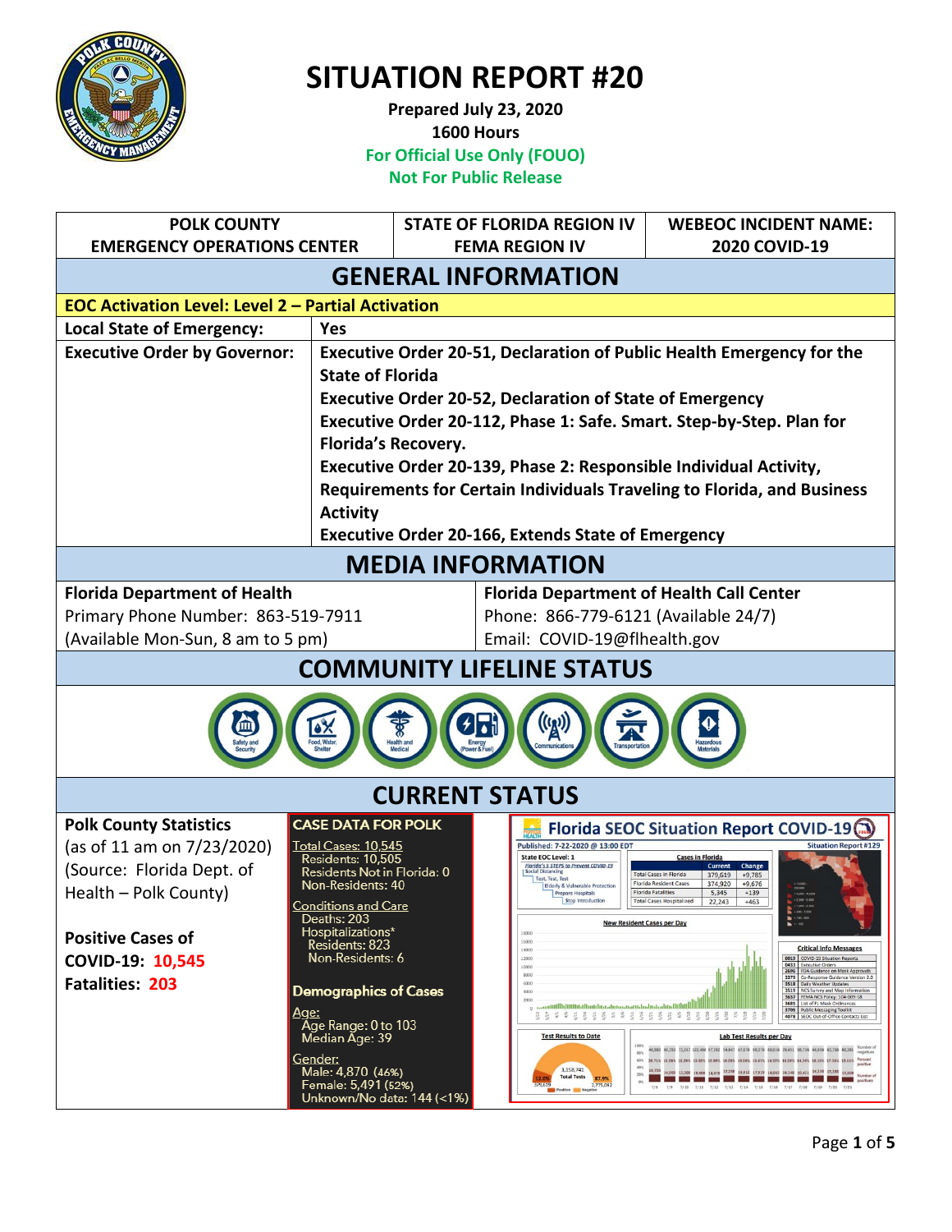# SITUATION REPORT #20

**Prepared July 23, 2020**
**1600 Hours**
**For Official Use Only (FOUO)**
**Not For Public Release**

| POLK COUNTY EMERGENCY OPERATIONS CENTER | STATE OF FLORIDA REGION IV FEMA REGION IV | WEBEOC INCIDENT NAME: 2020 COVID-19 |
|---|---|---|

## GENERAL INFORMATION

**EOC Activation Level: Level 2 – Partial Activation**

| | |
|---|---|
| **Local State of Emergency:** | **Yes** |
| **Executive Order by Governor:** | **Executive Order 20-51, Declaration of Public Health Emergency for the State of Florida**<br>**Executive Order 20-52, Declaration of State of Emergency**<br>**Executive Order 20-112, Phase 1: Safe. Smart. Step-by-Step. Plan for Florida's Recovery.**<br>**Executive Order 20-139, Phase 2: Responsible Individual Activity, Requirements for Certain Individuals Traveling to Florida, and Business Activity**<br>**Executive Order 20-166, Extends State of Emergency** |

## MEDIA INFORMATION

| **Florida Department of Health** | **Florida Department of Health Call Center** |
|---|---|
| Primary Phone Number: 863-519-7911<br>(Available Mon-Sun, 8 am to 5 pm) | Phone: 866-779-6121 (Available 24/7)<br>Email: COVID-19@flhealth.gov |

## COMMUNITY LIFELINE STATUS

Safety and Security | Food, Water, Shelter | Health and Medical | Energy (Power & Fuel) | Communications | Transportation | Hazardous Materials

## CURRENT STATUS

**Polk County Statistics**
(as of 11 am on 7/23/2020)
(Source: Florida Dept. of Health – Polk County)

**Positive Cases of COVID-19: 10,545**
**Fatalities: 203**

**CASE DATA FOR POLK**

Total Cases: 10,545
- Residents: 10,505
- Residents Not in Florida: 0
- Non-Residents: 40

Conditions and Care
- Deaths: 203
- Hospitalizations*
  - Residents: 823
  - Non-Residents: 6

**Demographics of Cases**

Age:
- Age Range: 0 to 103
- Median Age: 39

Gender:
- Male: 4,870 (46%)
- Female: 5,491 (52%)
- Unknown/No data: 144 (<1%)

**Florida SEOC Situation Report COVID-19**
Published: 7-22-2020 @ 13:00 EDT — Situation Report #129

State EOC Level: 1

Cases in Florida

| | Current | Change |
|---|---|---|
| Total Cases in Florida | 379,619 | +9,785 |
| Florida Resident Cases | 374,920 | +9,676 |
| Florida Fatalities | 5,345 | +139 |
| Total Cases Hospitalized | 22,243 | +463 |

Test Results to Date: 3,158,741 Total Tests — 379,619 Positive (12.0%), 2,775,042 Negative (87.9%)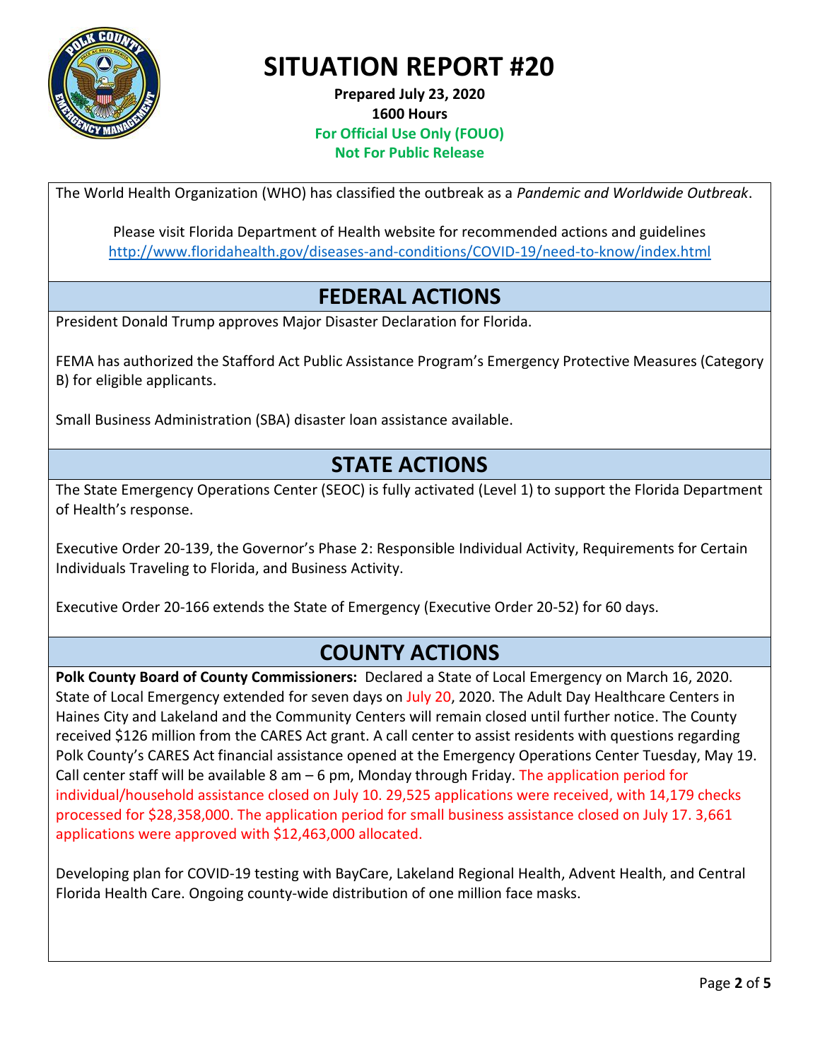# SITUATION REPORT #20

**Prepared July 23, 2020**
**1600 Hours**
**For Official Use Only (FOUO)**
**Not For Public Release**

The World Health Organization (WHO) has classified the outbreak as a *Pandemic and Worldwide Outbreak*.

Please visit Florida Department of Health website for recommended actions and guidelines
http://www.floridahealth.gov/diseases-and-conditions/COVID-19/need-to-know/index.html

## FEDERAL ACTIONS

President Donald Trump approves Major Disaster Declaration for Florida.

FEMA has authorized the Stafford Act Public Assistance Program's Emergency Protective Measures (Category B) for eligible applicants.

Small Business Administration (SBA) disaster loan assistance available.

## STATE ACTIONS

The State Emergency Operations Center (SEOC) is fully activated (Level 1) to support the Florida Department of Health's response.

Executive Order 20-139, the Governor's Phase 2: Responsible Individual Activity, Requirements for Certain Individuals Traveling to Florida, and Business Activity.

Executive Order 20-166 extends the State of Emergency (Executive Order 20-52) for 60 days.

## COUNTY ACTIONS

**Polk County Board of County Commissioners:** Declared a State of Local Emergency on March 16, 2020. State of Local Emergency extended for seven days on July 20, 2020. The Adult Day Healthcare Centers in Haines City and Lakeland and the Community Centers will remain closed until further notice. The County received $126 million from the CARES Act grant. A call center to assist residents with questions regarding Polk County's CARES Act financial assistance opened at the Emergency Operations Center Tuesday, May 19. Call center staff will be available 8 am – 6 pm, Monday through Friday. The application period for individual/household assistance closed on July 10. 29,525 applications were received, with 14,179 checks processed for $28,358,000. The application period for small business assistance closed on July 17. 3,661 applications were approved with $12,463,000 allocated.

Developing plan for COVID-19 testing with BayCare, Lakeland Regional Health, Advent Health, and Central Florida Health Care. Ongoing county-wide distribution of one million face masks.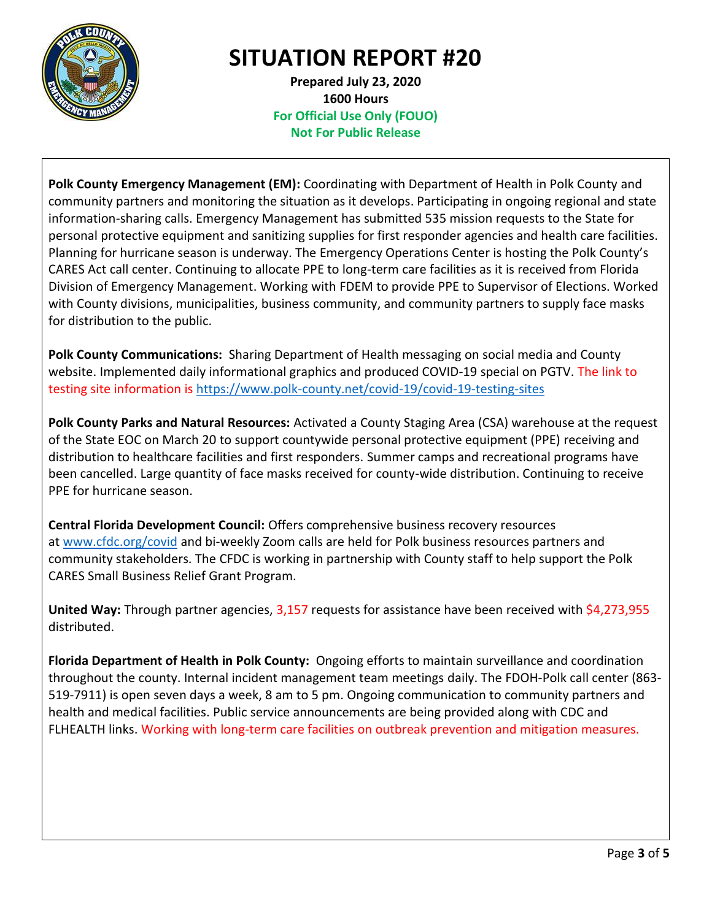# SITUATION REPORT #20

**Prepared July 23, 2020**
**1600 Hours**
**For Official Use Only (FOUO)**
**Not For Public Release**

**Polk County Emergency Management (EM):** Coordinating with Department of Health in Polk County and community partners and monitoring the situation as it develops. Participating in ongoing regional and state information-sharing calls. Emergency Management has submitted 535 mission requests to the State for personal protective equipment and sanitizing supplies for first responder agencies and health care facilities. Planning for hurricane season is underway. The Emergency Operations Center is hosting the Polk County's CARES Act call center. Continuing to allocate PPE to long-term care facilities as it is received from Florida Division of Emergency Management. Working with FDEM to provide PPE to Supervisor of Elections. Worked with County divisions, municipalities, business community, and community partners to supply face masks for distribution to the public.

**Polk County Communications:** Sharing Department of Health messaging on social media and County website. Implemented daily informational graphics and produced COVID-19 special on PGTV. The link to testing site information is https://www.polk-county.net/covid-19/covid-19-testing-sites

**Polk County Parks and Natural Resources:** Activated a County Staging Area (CSA) warehouse at the request of the State EOC on March 20 to support countywide personal protective equipment (PPE) receiving and distribution to healthcare facilities and first responders. Summer camps and recreational programs have been cancelled. Large quantity of face masks received for county-wide distribution. Continuing to receive PPE for hurricane season.

**Central Florida Development Council:** Offers comprehensive business recovery resources at www.cfdc.org/covid and bi-weekly Zoom calls are held for Polk business resources partners and community stakeholders. The CFDC is working in partnership with County staff to help support the Polk CARES Small Business Relief Grant Program.

**United Way:** Through partner agencies, 3,157 requests for assistance have been received with $4,273,955 distributed.

**Florida Department of Health in Polk County:** Ongoing efforts to maintain surveillance and coordination throughout the county. Internal incident management team meetings daily. The FDOH-Polk call center (863-519-7911) is open seven days a week, 8 am to 5 pm. Ongoing communication to community partners and health and medical facilities. Public service announcements are being provided along with CDC and FLHEALTH links. Working with long-term care facilities on outbreak prevention and mitigation measures.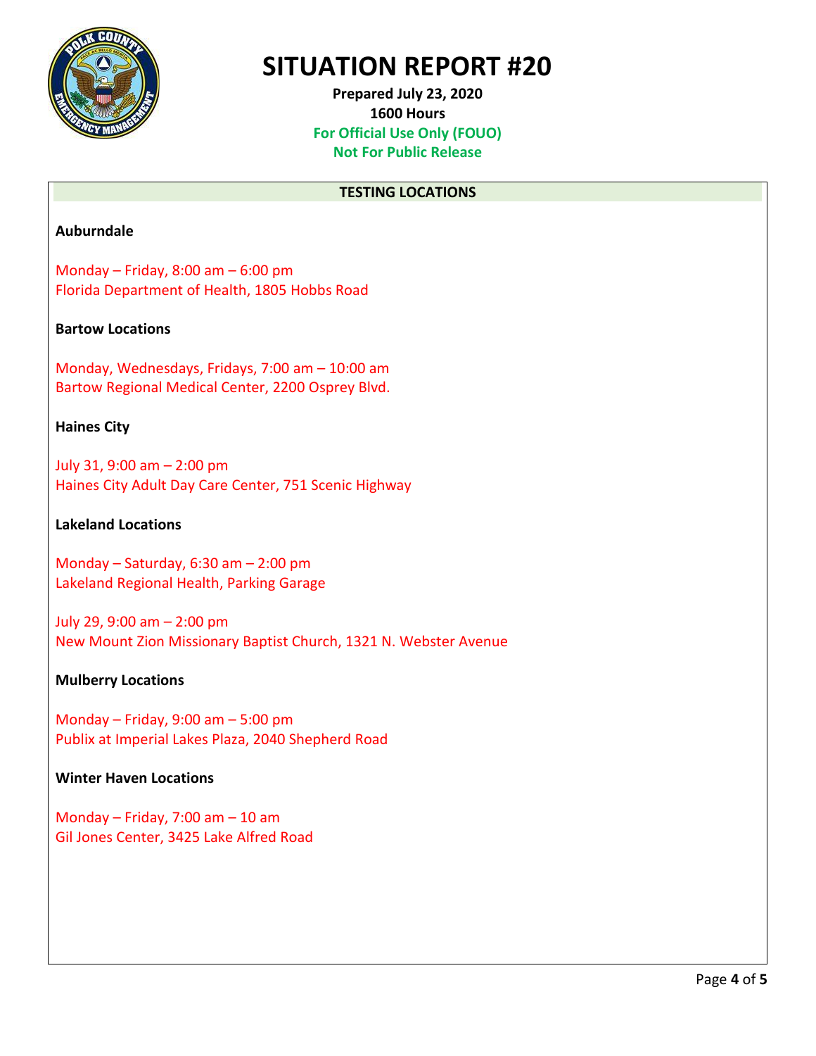# SITUATION REPORT #20

**Prepared July 23, 2020**
**1600 Hours**
**For Official Use Only (FOUO)**
**Not For Public Release**

## TESTING LOCATIONS

**Auburndale**

Monday – Friday, 8:00 am – 6:00 pm
Florida Department of Health, 1805 Hobbs Road

**Bartow Locations**

Monday, Wednesdays, Fridays, 7:00 am – 10:00 am
Bartow Regional Medical Center, 2200 Osprey Blvd.

**Haines City**

July 31, 9:00 am – 2:00 pm
Haines City Adult Day Care Center, 751 Scenic Highway

**Lakeland Locations**

Monday – Saturday, 6:30 am – 2:00 pm
Lakeland Regional Health, Parking Garage

July 29, 9:00 am – 2:00 pm
New Mount Zion Missionary Baptist Church, 1321 N. Webster Avenue

**Mulberry Locations**

Monday – Friday, 9:00 am – 5:00 pm
Publix at Imperial Lakes Plaza, 2040 Shepherd Road

**Winter Haven Locations**

Monday – Friday, 7:00 am – 10 am
Gil Jones Center, 3425 Lake Alfred Road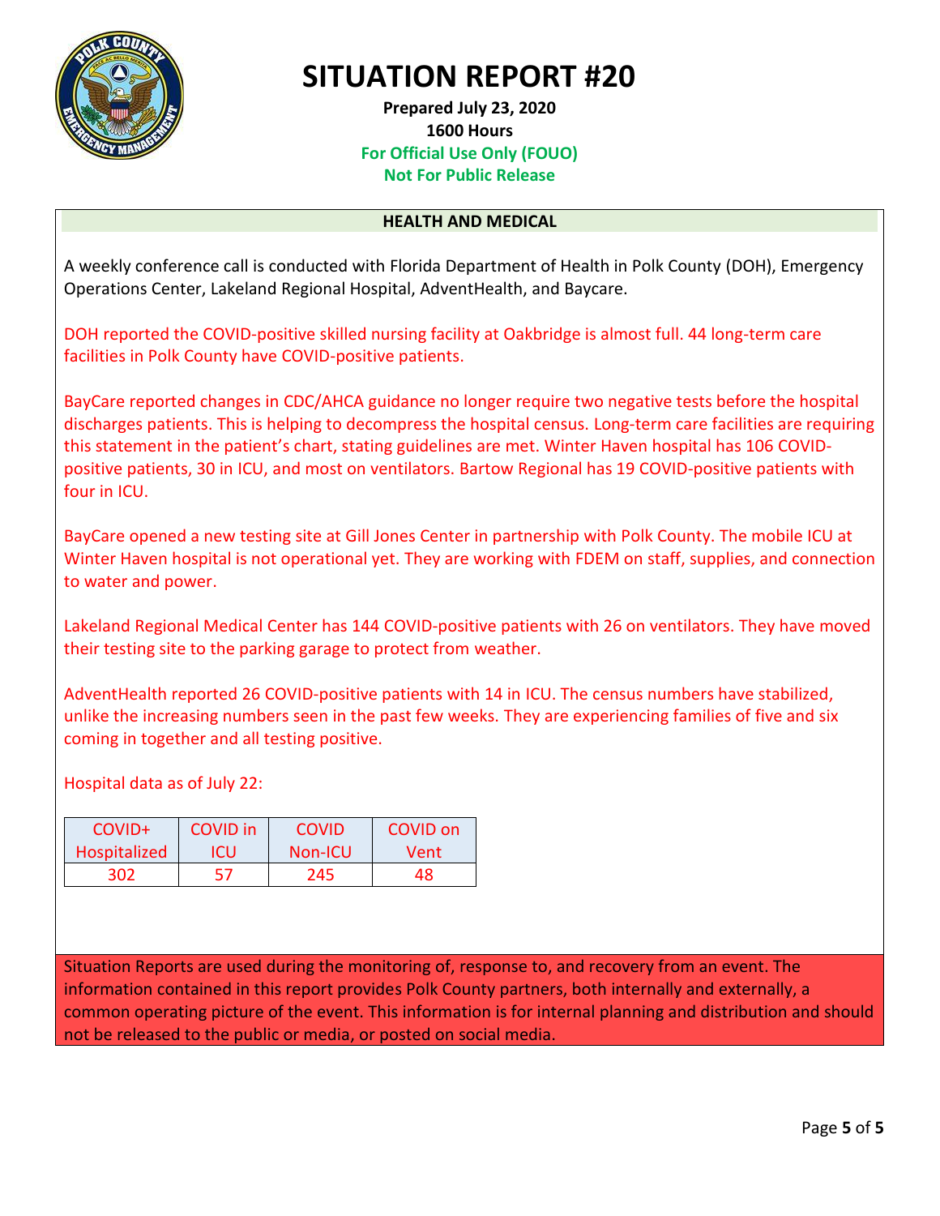# SITUATION REPORT #20

**Prepared July 23, 2020**
**1600 Hours**
**For Official Use Only (FOUO)**
**Not For Public Release**

## HEALTH AND MEDICAL

A weekly conference call is conducted with Florida Department of Health in Polk County (DOH), Emergency Operations Center, Lakeland Regional Hospital, AdventHealth, and Baycare.

DOH reported the COVID-positive skilled nursing facility at Oakbridge is almost full. 44 long-term care facilities in Polk County have COVID-positive patients.

BayCare reported changes in CDC/AHCA guidance no longer require two negative tests before the hospital discharges patients. This is helping to decompress the hospital census. Long-term care facilities are requiring this statement in the patient's chart, stating guidelines are met. Winter Haven hospital has 106 COVID-positive patients, 30 in ICU, and most on ventilators. Bartow Regional has 19 COVID-positive patients with four in ICU.

BayCare opened a new testing site at Gill Jones Center in partnership with Polk County. The mobile ICU at Winter Haven hospital is not operational yet. They are working with FDEM on staff, supplies, and connection to water and power.

Lakeland Regional Medical Center has 144 COVID-positive patients with 26 on ventilators. They have moved their testing site to the parking garage to protect from weather.

AdventHealth reported 26 COVID-positive patients with 14 in ICU. The census numbers have stabilized, unlike the increasing numbers seen in the past few weeks. They are experiencing families of five and six coming in together and all testing positive.

Hospital data as of July 22:

| COVID+ Hospitalized | COVID in ICU | COVID Non-ICU | COVID on Vent |
|---|---|---|---|
| 302 | 57 | 245 | 48 |

Situation Reports are used during the monitoring of, response to, and recovery from an event. The information contained in this report provides Polk County partners, both internally and externally, a common operating picture of the event. This information is for internal planning and distribution and should not be released to the public or media, or posted on social media.